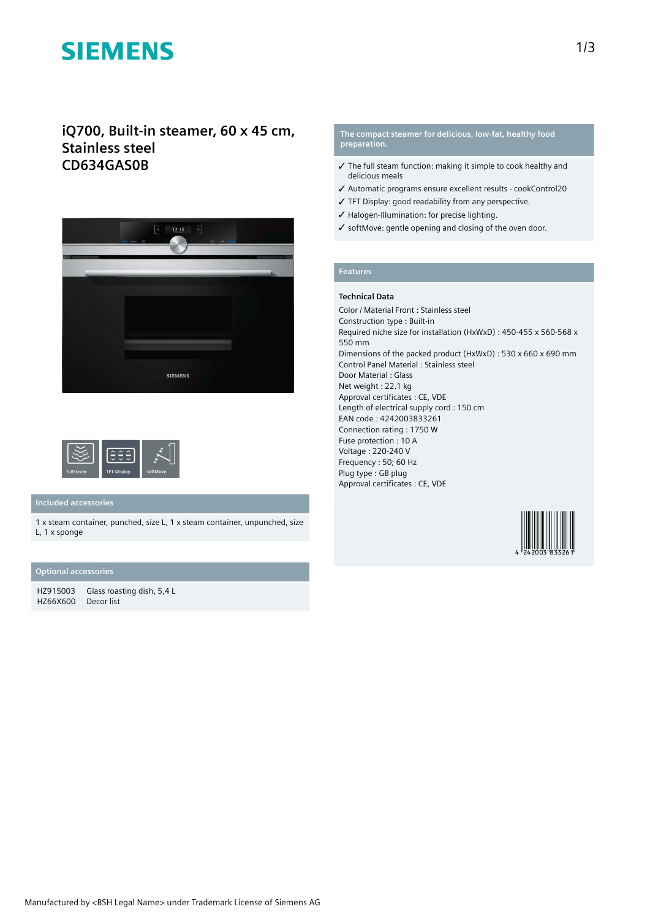SIEMENS

# iQ700, Built-in steamer, 60 x 45 cm, Stainless steel CD634GAS0B

FullSteam | TFT-Display | softMove

## Included accessories

1 x steam container, punched, size L, 1 x steam container, unpunched, size L, 1 x sponge

## Optional accessories

| | |
|---|---|
| HZ915003 | Glass roasting dish, 5,4 L |
| HZ66X600 | Decor list |

## The compact steamer for delicious, low-fat, healthy food preparation.

- ✓ The full steam function: making it simple to cook healthy and delicious meals
- ✓ Automatic programs ensure excellent results - cookControl20
- ✓ TFT Display: good readability from any perspective.
- ✓ Halogen-Illumination: for precise lighting.
- ✓ softMove: gentle opening and closing of the oven door.

## Features

### Technical Data

Color / Material Front : Stainless steel
Construction type : Built-in
Required niche size for installation (HxWxD) : 450-455 x 560-568 x 550 mm
Dimensions of the packed product (HxWxD) : 530 x 660 x 690 mm
Control Panel Material : Stainless steel
Door Material : Glass
Net weight : 22.1 kg
Approval certificates : CE, VDE
Length of electrical supply cord : 150 cm
EAN code : 4242003833261
Connection rating : 1750 W
Fuse protection : 10 A
Voltage : 220-240 V
Frequency : 50; 60 Hz
Plug type : GB plug
Approval certificates : CE, VDE

4 242003 833261

Manufactured by <BSH Legal Name> under Trademark License of Siemens AG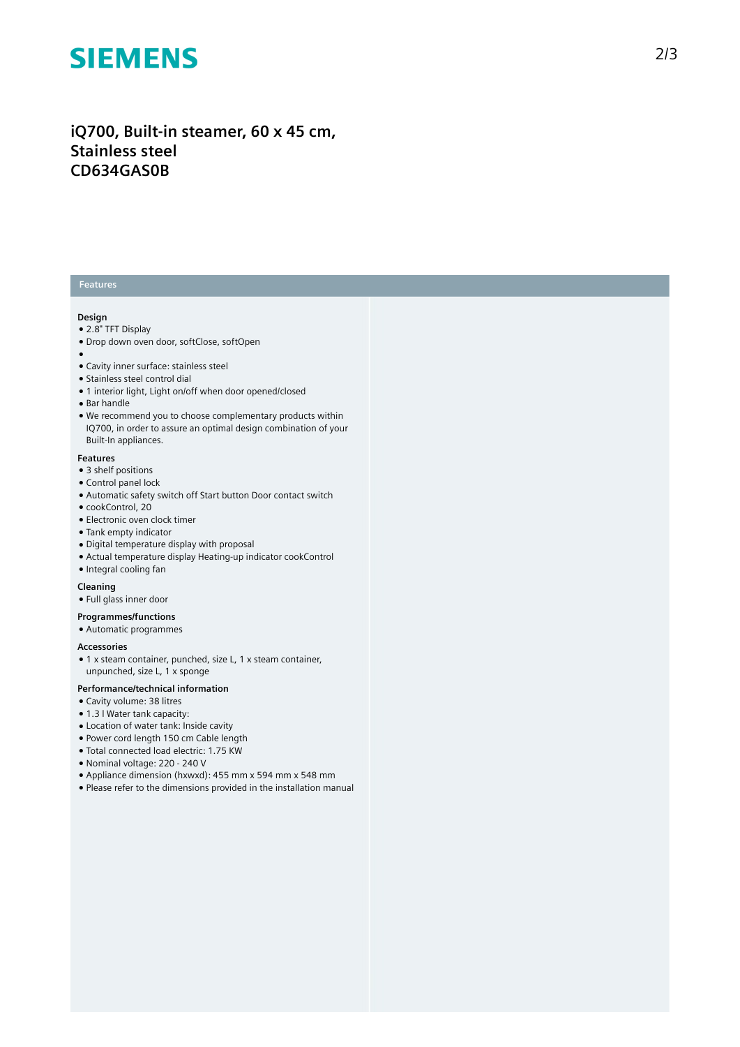# iQ700, Built-in steamer, 60 x 45 cm, Stainless steel
# CD634GAS0B

## Features

### Design

- 2.8" TFT Display
- Drop down oven door, softClose, softOpen
- 
- Cavity inner surface: stainless steel
- Stainless steel control dial
- 1 interior light, Light on/off when door opened/closed
- Bar handle
- We recommend you to choose complementary products within IQ700, in order to assure an optimal design combination of your Built-In appliances.

### Features

- 3 shelf positions
- Control panel lock
- Automatic safety switch off Start button Door contact switch
- cookControl, 20
- Electronic oven clock timer
- Tank empty indicator
- Digital temperature display with proposal
- Actual temperature display Heating-up indicator cookControl
- Integral cooling fan

### Cleaning

- Full glass inner door

### Programmes/functions

- Automatic programmes

### Accessories

- 1 x steam container, punched, size L, 1 x steam container, unpunched, size L, 1 x sponge

### Performance/technical information

- Cavity volume: 38 litres
- 1.3 l Water tank capacity:
- Location of water tank: Inside cavity
- Power cord length 150 cm Cable length
- Total connected load electric: 1.75 KW
- Nominal voltage: 220 - 240 V
- Appliance dimension (hxwxd): 455 mm x 594 mm x 548 mm
- Please refer to the dimensions provided in the installation manual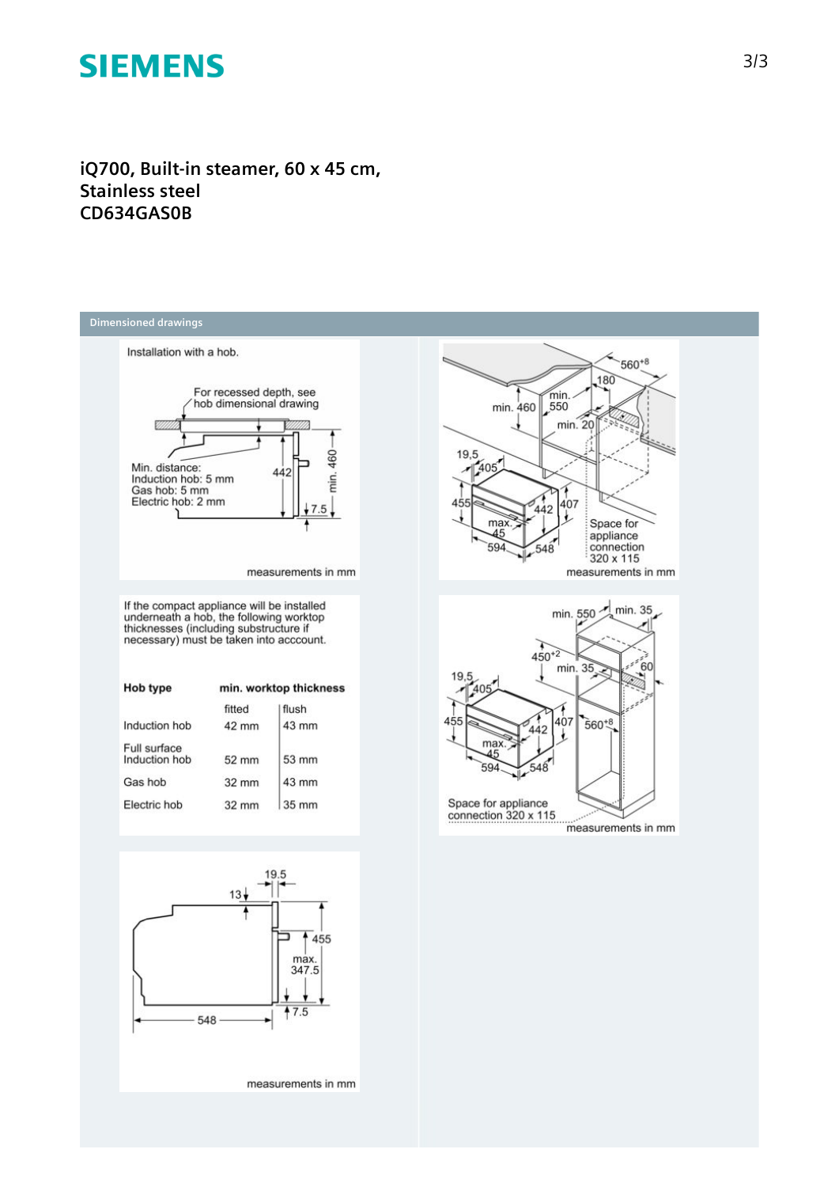# iQ700, Built-in steamer, 60 x 45 cm, Stainless steel
# CD634GAS0B

## Dimensioned drawings

Installation with a hob.

For recessed depth, see hob dimensional drawing

Min. distance:
Induction hob: 5 mm
Gas hob: 5 mm
Electric hob: 2 mm

442
min. 460
7.5

measurements in mm

min. 460
min. 550
min. 20
560+8
180
19,5
405
455
442
407
max. 45
594
548
Space for appliance connection 320 x 115

measurements in mm

If the compact appliance will be installed underneath a hob, the following worktop thicknesses (including substructure if necessary) must be taken into acccount.

| Hob type | min. worktop thickness fitted | flush |
|---|---|---|
| Induction hob | 42 mm | 43 mm |
| Full surface Induction hob | 52 mm | 53 mm |
| Gas hob | 32 mm | 43 mm |
| Electric hob | 32 mm | 35 mm |

min. 550
min. 35
450+2
min. 35
60
19,5
405
455
442
407
560+8
max. 45
594
548
Space for appliance connection 320 x 115

measurements in mm

19.5
13
455
max. 347.5
7.5
548

measurements in mm